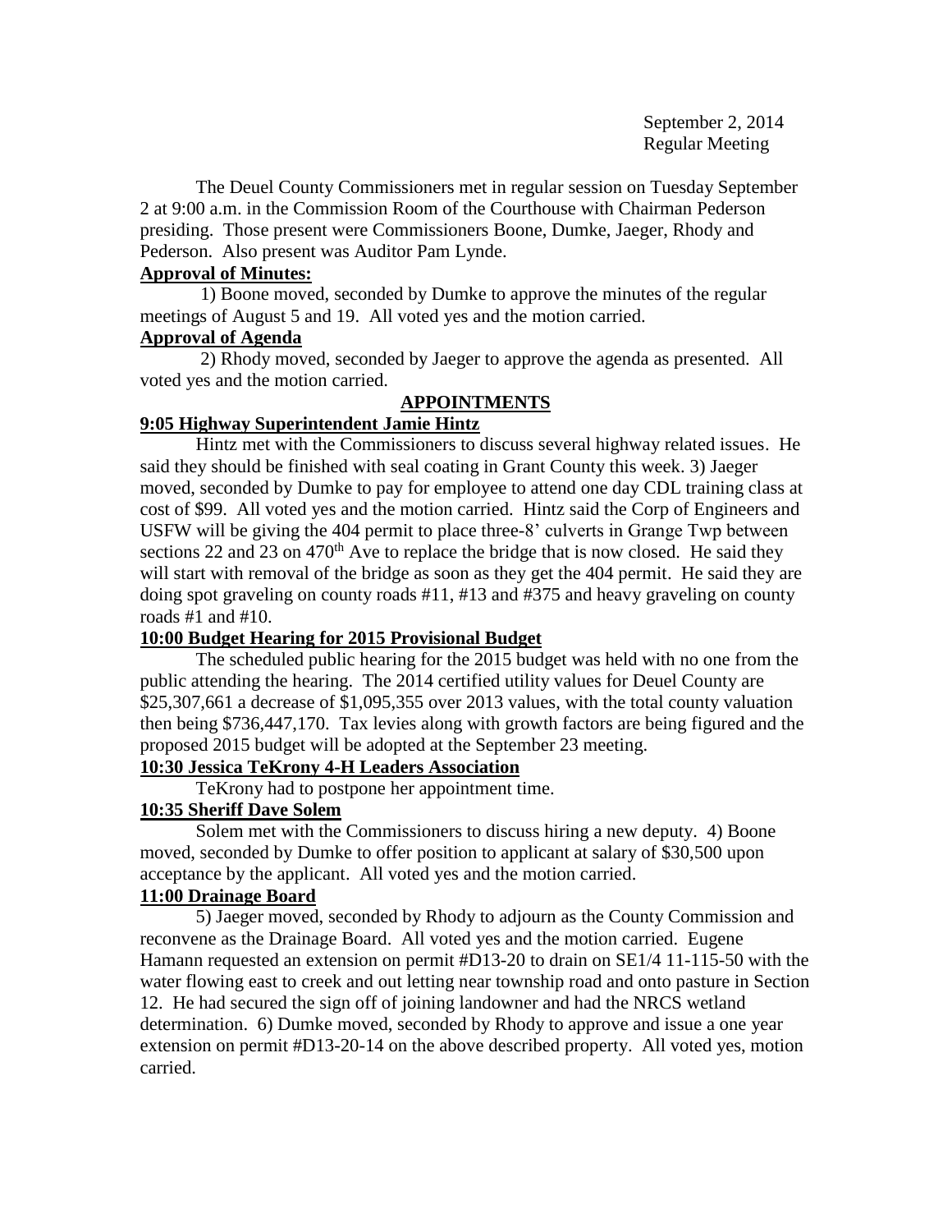September 2, 2014
Regular Meeting

The Deuel County Commissioners met in regular session on Tuesday September 2 at 9:00 a.m. in the Commission Room of the Courthouse with Chairman Pederson presiding. Those present were Commissioners Boone, Dumke, Jaeger, Rhody and Pederson. Also present was Auditor Pam Lynde.

**Approval of Minutes:**

1) Boone moved, seconded by Dumke to approve the minutes of the regular meetings of August 5 and 19. All voted yes and the motion carried.

**Approval of Agenda**

2) Rhody moved, seconded by Jaeger to approve the agenda as presented. All voted yes and the motion carried.

**APPOINTMENTS**

**9:05 Highway Superintendent Jamie Hintz**

Hintz met with the Commissioners to discuss several highway related issues. He said they should be finished with seal coating in Grant County this week. 3) Jaeger moved, seconded by Dumke to pay for employee to attend one day CDL training class at cost of $99. All voted yes and the motion carried. Hintz said the Corp of Engineers and USFW will be giving the 404 permit to place three-8' culverts in Grange Twp between sections 22 and 23 on 470th Ave to replace the bridge that is now closed. He said they will start with removal of the bridge as soon as they get the 404 permit. He said they are doing spot graveling on county roads #11, #13 and #375 and heavy graveling on county roads #1 and #10.

**10:00 Budget Hearing for 2015 Provisional Budget**

The scheduled public hearing for the 2015 budget was held with no one from the public attending the hearing. The 2014 certified utility values for Deuel County are $25,307,661 a decrease of $1,095,355 over 2013 values, with the total county valuation then being $736,447,170. Tax levies along with growth factors are being figured and the proposed 2015 budget will be adopted at the September 23 meeting.

**10:30 Jessica TeKrony 4-H Leaders Association**

TeKrony had to postpone her appointment time.

**10:35 Sheriff Dave Solem**

Solem met with the Commissioners to discuss hiring a new deputy. 4) Boone moved, seconded by Dumke to offer position to applicant at salary of $30,500 upon acceptance by the applicant. All voted yes and the motion carried.

**11:00 Drainage Board**

5) Jaeger moved, seconded by Rhody to adjourn as the County Commission and reconvene as the Drainage Board. All voted yes and the motion carried. Eugene Hamann requested an extension on permit #D13-20 to drain on SE1/4 11-115-50 with the water flowing east to creek and out letting near township road and onto pasture in Section 12. He had secured the sign off of joining landowner and had the NRCS wetland determination. 6) Dumke moved, seconded by Rhody to approve and issue a one year extension on permit #D13-20-14 on the above described property. All voted yes, motion carried.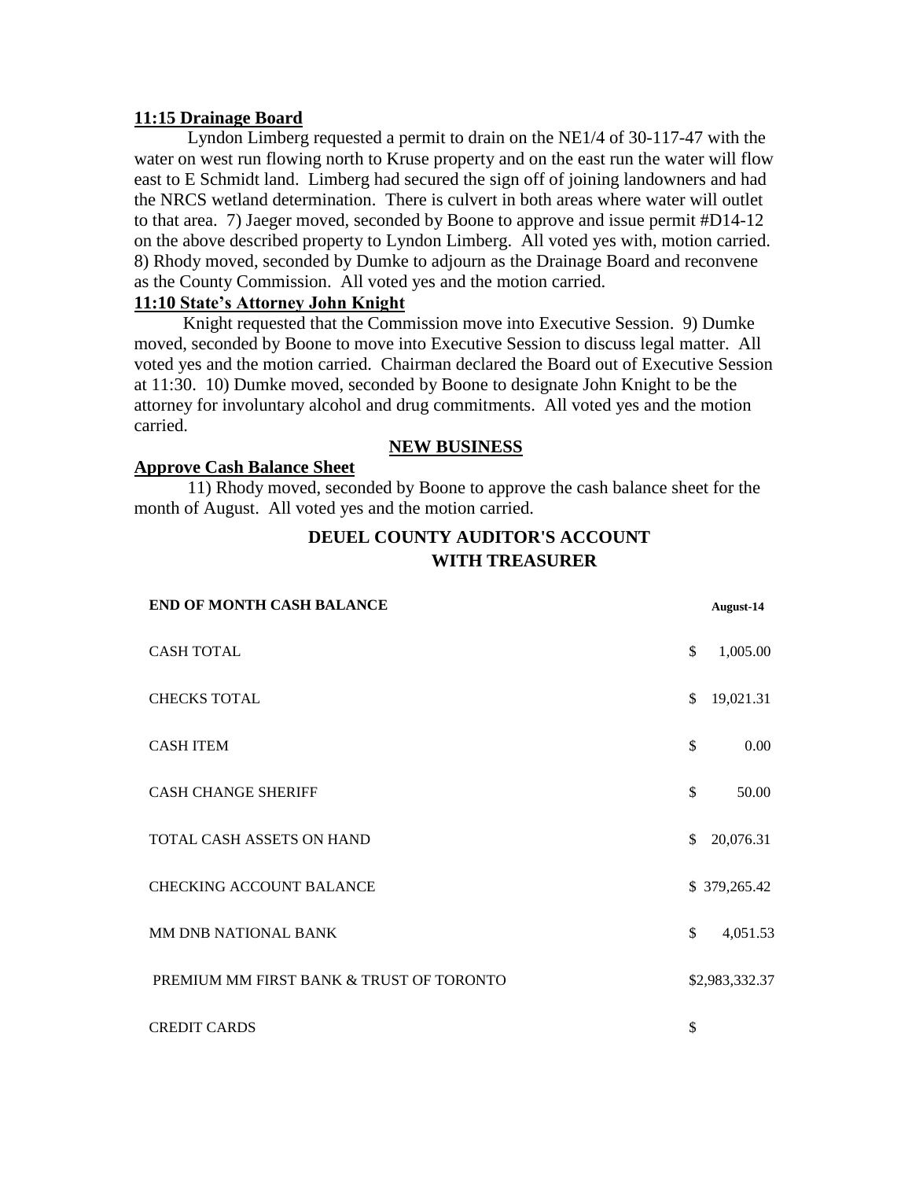**11:15 Drainage Board**

Lyndon Limberg requested a permit to drain on the NE1/4 of 30-117-47 with the water on west run flowing north to Kruse property and on the east run the water will flow east to E Schmidt land. Limberg had secured the sign off of joining landowners and had the NRCS wetland determination. There is culvert in both areas where water will outlet to that area. 7) Jaeger moved, seconded by Boone to approve and issue permit #D14-12 on the above described property to Lyndon Limberg. All voted yes with, motion carried. 8) Rhody moved, seconded by Dumke to adjourn as the Drainage Board and reconvene as the County Commission. All voted yes and the motion carried.

**11:10 State's Attorney John Knight**

Knight requested that the Commission move into Executive Session. 9) Dumke moved, seconded by Boone to move into Executive Session to discuss legal matter. All voted yes and the motion carried. Chairman declared the Board out of Executive Session at 11:30. 10) Dumke moved, seconded by Boone to designate John Knight to be the attorney for involuntary alcohol and drug commitments. All voted yes and the motion carried.

**NEW BUSINESS**

**Approve Cash Balance Sheet**

11) Rhody moved, seconded by Boone to approve the cash balance sheet for the month of August. All voted yes and the motion carried.

**DEUEL COUNTY AUDITOR'S ACCOUNT WITH TREASURER**

| END OF MONTH CASH BALANCE | August-14 |
|---|---|
| CASH TOTAL | $ 1,005.00 |
| CHECKS TOTAL | $ 19,021.31 |
| CASH ITEM | $ 0.00 |
| CASH CHANGE SHERIFF | $ 50.00 |
| TOTAL CASH ASSETS ON HAND | $ 20,076.31 |
| CHECKING ACCOUNT BALANCE | $ 379,265.42 |
| MM DNB NATIONAL BANK | $ 4,051.53 |
| PREMIUM MM FIRST BANK & TRUST OF TORONTO | $2,983,332.37 |
| CREDIT CARDS | $ |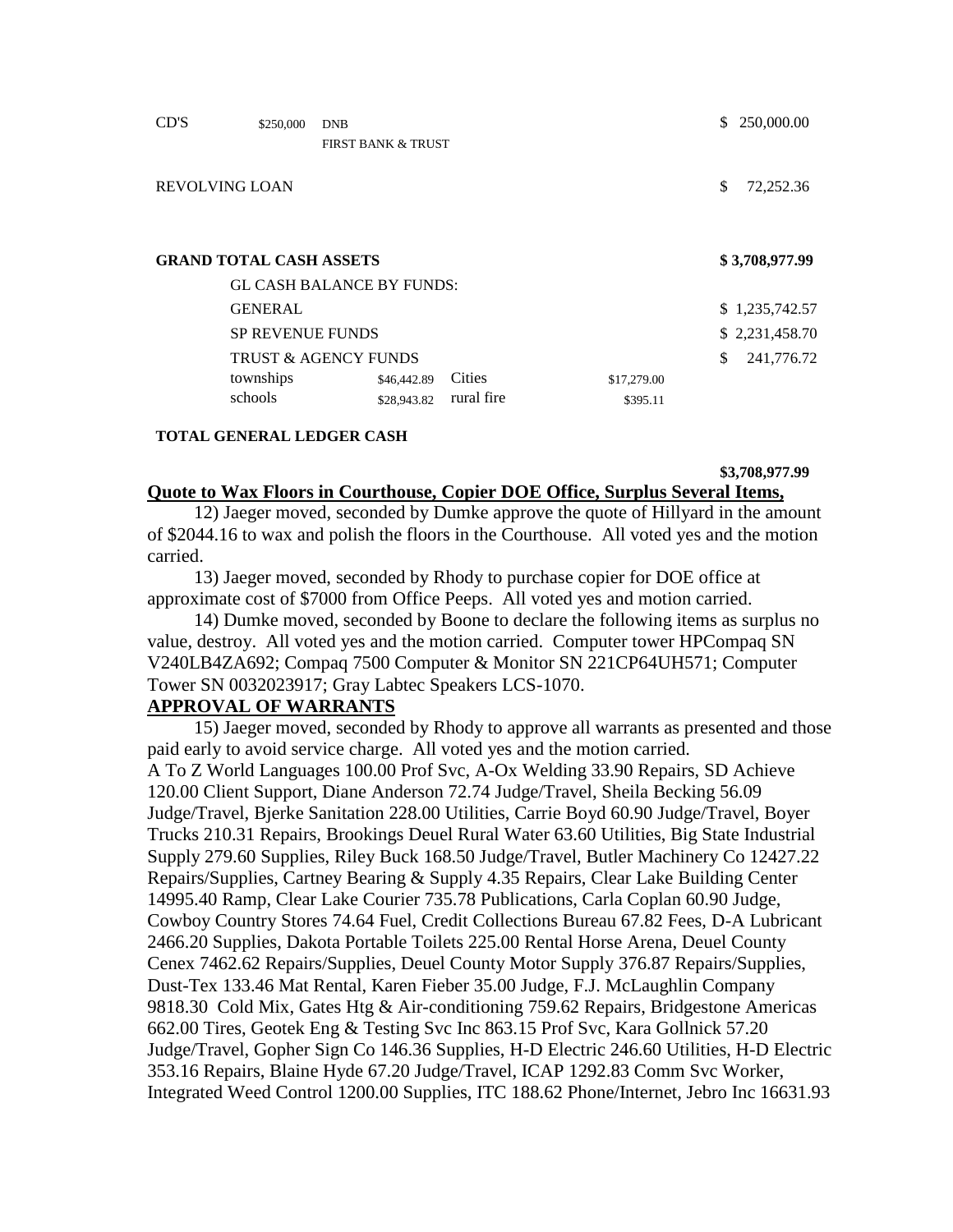| | | | | | |
|---|---|---|---|---|---|
| CD'S | $250,000 | DNB | | | $ 250,000.00 |
| | | FIRST BANK & TRUST | | | |
| REVOLVING LOAN | | | | | $ 72,252.36 |
| **GRAND TOTAL CASH ASSETS** | | | | | **$ 3,708,977.99** |
| | GL CASH BALANCE BY FUNDS: | | | | |
| | GENERAL | | | | $ 1,235,742.57 |
| | SP REVENUE FUNDS | | | | $ 2,231,458.70 |
| | TRUST & AGENCY FUNDS | | | | $ 241,776.72 |
| | townships | $46,442.89 | Cities | $17,279.00 | |
| | schools | $28,943.82 | rural fire | $395.11 | |
| **TOTAL GENERAL LEDGER CASH** | | | | | **$3,708,977.99** |

**Quote to Wax Floors in Courthouse, Copier DOE Office, Surplus Several Items,**

12) Jaeger moved, seconded by Dumke approve the quote of Hillyard in the amount of $2044.16 to wax and polish the floors in the Courthouse. All voted yes and the motion carried.

13) Jaeger moved, seconded by Rhody to purchase copier for DOE office at approximate cost of $7000 from Office Peeps. All voted yes and motion carried.

14) Dumke moved, seconded by Boone to declare the following items as surplus no value, destroy. All voted yes and the motion carried. Computer tower HPCompaq SN V240LB4ZA692; Compaq 7500 Computer & Monitor SN 221CP64UH571; Computer Tower SN 0032023917; Gray Labtec Speakers LCS-1070.

**APPROVAL OF WARRANTS**

15) Jaeger moved, seconded by Rhody to approve all warrants as presented and those paid early to avoid service charge. All voted yes and the motion carried.

A To Z World Languages 100.00 Prof Svc, A-Ox Welding 33.90 Repairs, SD Achieve 120.00 Client Support, Diane Anderson 72.74 Judge/Travel, Sheila Becking 56.09 Judge/Travel, Bjerke Sanitation 228.00 Utilities, Carrie Boyd 60.90 Judge/Travel, Boyer Trucks 210.31 Repairs, Brookings Deuel Rural Water 63.60 Utilities, Big State Industrial Supply 279.60 Supplies, Riley Buck 168.50 Judge/Travel, Butler Machinery Co 12427.22 Repairs/Supplies, Cartney Bearing & Supply 4.35 Repairs, Clear Lake Building Center 14995.40 Ramp, Clear Lake Courier 735.78 Publications, Carla Coplan 60.90 Judge, Cowboy Country Stores 74.64 Fuel, Credit Collections Bureau 67.82 Fees, D-A Lubricant 2466.20 Supplies, Dakota Portable Toilets 225.00 Rental Horse Arena, Deuel County Cenex 7462.62 Repairs/Supplies, Deuel County Motor Supply 376.87 Repairs/Supplies, Dust-Tex 133.46 Mat Rental, Karen Fieber 35.00 Judge, F.J. McLaughlin Company 9818.30 Cold Mix, Gates Htg & Air-conditioning 759.62 Repairs, Bridgestone Americas 662.00 Tires, Geotek Eng & Testing Svc Inc 863.15 Prof Svc, Kara Gollnick 57.20 Judge/Travel, Gopher Sign Co 146.36 Supplies, H-D Electric 246.60 Utilities, H-D Electric 353.16 Repairs, Blaine Hyde 67.20 Judge/Travel, ICAP 1292.83 Comm Svc Worker, Integrated Weed Control 1200.00 Supplies, ITC 188.62 Phone/Internet, Jebro Inc 16631.93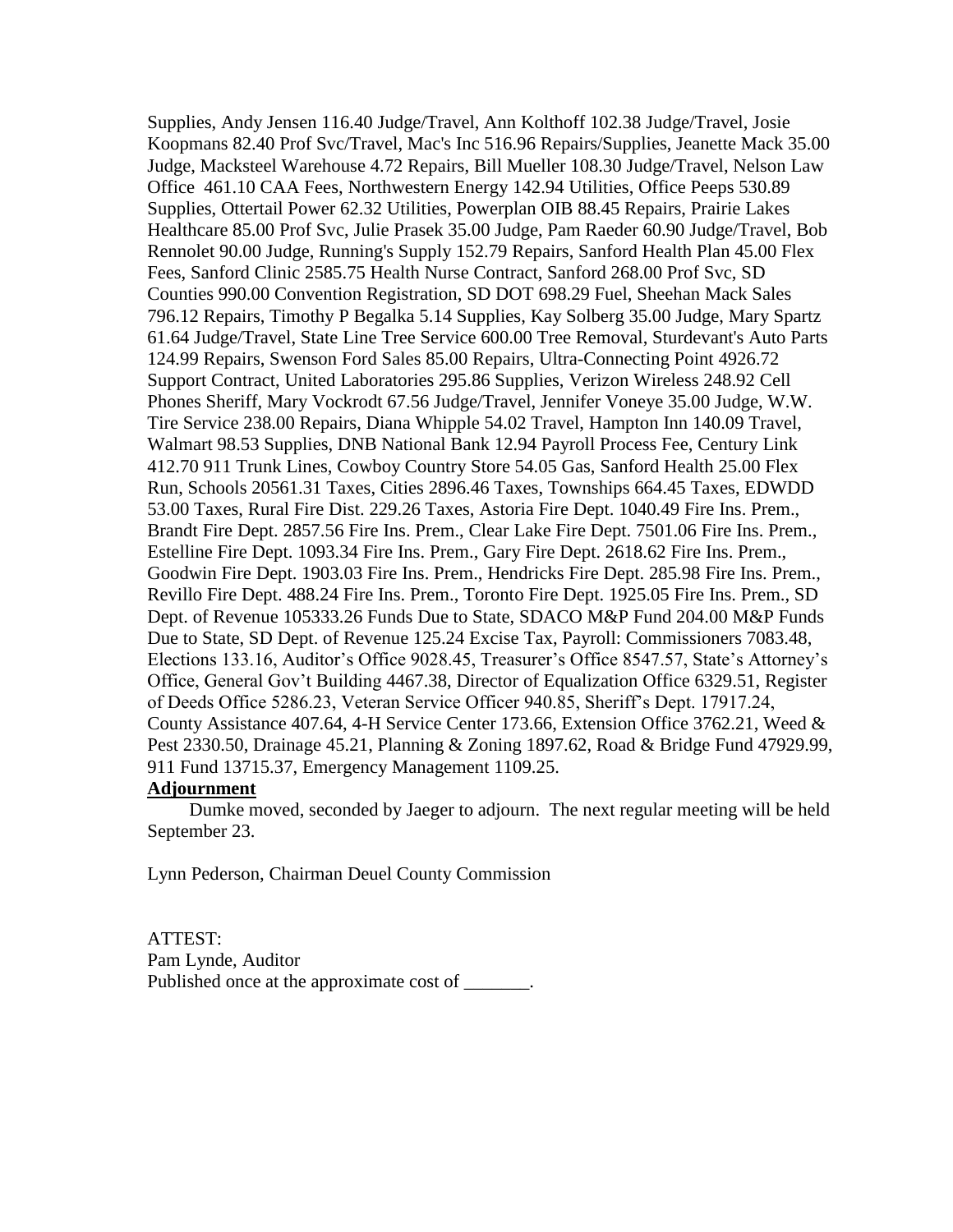Supplies, Andy Jensen 116.40 Judge/Travel, Ann Kolthoff 102.38 Judge/Travel, Josie Koopmans 82.40 Prof Svc/Travel, Mac's Inc 516.96 Repairs/Supplies, Jeanette Mack 35.00 Judge, Macksteel Warehouse 4.72 Repairs, Bill Mueller 108.30 Judge/Travel, Nelson Law Office 461.10 CAA Fees, Northwestern Energy 142.94 Utilities, Office Peeps 530.89 Supplies, Ottertail Power 62.32 Utilities, Powerplan OIB 88.45 Repairs, Prairie Lakes Healthcare 85.00 Prof Svc, Julie Prasek 35.00 Judge, Pam Raeder 60.90 Judge/Travel, Bob Rennolet 90.00 Judge, Running's Supply 152.79 Repairs, Sanford Health Plan 45.00 Flex Fees, Sanford Clinic 2585.75 Health Nurse Contract, Sanford 268.00 Prof Svc, SD Counties 990.00 Convention Registration, SD DOT 698.29 Fuel, Sheehan Mack Sales 796.12 Repairs, Timothy P Begalka 5.14 Supplies, Kay Solberg 35.00 Judge, Mary Spartz 61.64 Judge/Travel, State Line Tree Service 600.00 Tree Removal, Sturdevant's Auto Parts 124.99 Repairs, Swenson Ford Sales 85.00 Repairs, Ultra-Connecting Point 4926.72 Support Contract, United Laboratories 295.86 Supplies, Verizon Wireless 248.92 Cell Phones Sheriff, Mary Vockrodt 67.56 Judge/Travel, Jennifer Voneye 35.00 Judge, W.W. Tire Service 238.00 Repairs, Diana Whipple 54.02 Travel, Hampton Inn 140.09 Travel, Walmart 98.53 Supplies, DNB National Bank 12.94 Payroll Process Fee, Century Link 412.70 911 Trunk Lines, Cowboy Country Store 54.05 Gas, Sanford Health 25.00 Flex Run, Schools 20561.31 Taxes, Cities 2896.46 Taxes, Townships 664.45 Taxes, EDWDD 53.00 Taxes, Rural Fire Dist. 229.26 Taxes, Astoria Fire Dept. 1040.49 Fire Ins. Prem., Brandt Fire Dept. 2857.56 Fire Ins. Prem., Clear Lake Fire Dept. 7501.06 Fire Ins. Prem., Estelline Fire Dept. 1093.34 Fire Ins. Prem., Gary Fire Dept. 2618.62 Fire Ins. Prem., Goodwin Fire Dept. 1903.03 Fire Ins. Prem., Hendricks Fire Dept. 285.98 Fire Ins. Prem., Revillo Fire Dept. 488.24 Fire Ins. Prem., Toronto Fire Dept. 1925.05 Fire Ins. Prem., SD Dept. of Revenue 105333.26 Funds Due to State, SDACO M&P Fund 204.00 M&P Funds Due to State, SD Dept. of Revenue 125.24 Excise Tax, Payroll: Commissioners 7083.48, Elections 133.16, Auditor's Office 9028.45, Treasurer's Office 8547.57, State's Attorney's Office, General Gov't Building 4467.38, Director of Equalization Office 6329.51, Register of Deeds Office 5286.23, Veteran Service Officer 940.85, Sheriff's Dept. 17917.24, County Assistance 407.64, 4-H Service Center 173.66, Extension Office 3762.21, Weed & Pest 2330.50, Drainage 45.21, Planning & Zoning 1897.62, Road & Bridge Fund 47929.99, 911 Fund 13715.37, Emergency Management 1109.25.

**Adjournment**

Dumke moved, seconded by Jaeger to adjourn. The next regular meeting will be held September 23.

Lynn Pederson, Chairman Deuel County Commission

ATTEST:
Pam Lynde, Auditor
Published once at the approximate cost of _______.